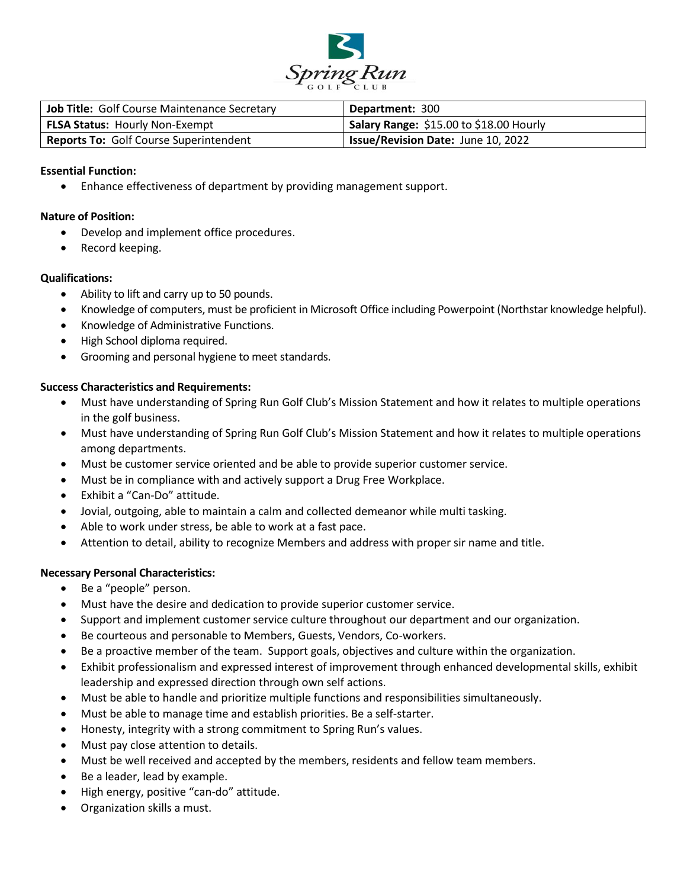Spring Run
GOLF CLUB

| | |
|---|---|
| **Job Title:** Golf Course Maintenance Secretary | **Department:** 300 |
| **FLSA Status:** Hourly Non-Exempt | **Salary Range:** $15.00 to $18.00 Hourly |
| **Reports To:** Golf Course Superintendent | **Issue/Revision Date:** June 10, 2022 |

**Essential Function:**

- Enhance effectiveness of department by providing management support.

**Nature of Position:**

- Develop and implement office procedures.
- Record keeping.

**Qualifications:**

- Ability to lift and carry up to 50 pounds.
- Knowledge of computers, must be proficient in Microsoft Office including Powerpoint (Northstar knowledge helpful).
- Knowledge of Administrative Functions.
- High School diploma required.
- Grooming and personal hygiene to meet standards.

**Success Characteristics and Requirements:**

- Must have understanding of Spring Run Golf Club's Mission Statement and how it relates to multiple operations in the golf business.
- Must have understanding of Spring Run Golf Club's Mission Statement and how it relates to multiple operations among departments.
- Must be customer service oriented and be able to provide superior customer service.
- Must be in compliance with and actively support a Drug Free Workplace.
- Exhibit a "Can-Do" attitude.
- Jovial, outgoing, able to maintain a calm and collected demeanor while multi tasking.
- Able to work under stress, be able to work at a fast pace.
- Attention to detail, ability to recognize Members and address with proper sir name and title.

**Necessary Personal Characteristics:**

- Be a "people" person.
- Must have the desire and dedication to provide superior customer service.
- Support and implement customer service culture throughout our department and our organization.
- Be courteous and personable to Members, Guests, Vendors, Co-workers.
- Be a proactive member of the team. Support goals, objectives and culture within the organization.
- Exhibit professionalism and expressed interest of improvement through enhanced developmental skills, exhibit leadership and expressed direction through own self actions.
- Must be able to handle and prioritize multiple functions and responsibilities simultaneously.
- Must be able to manage time and establish priorities. Be a self-starter.
- Honesty, integrity with a strong commitment to Spring Run's values.
- Must pay close attention to details.
- Must be well received and accepted by the members, residents and fellow team members.
- Be a leader, lead by example.
- High energy, positive "can-do" attitude.
- Organization skills a must.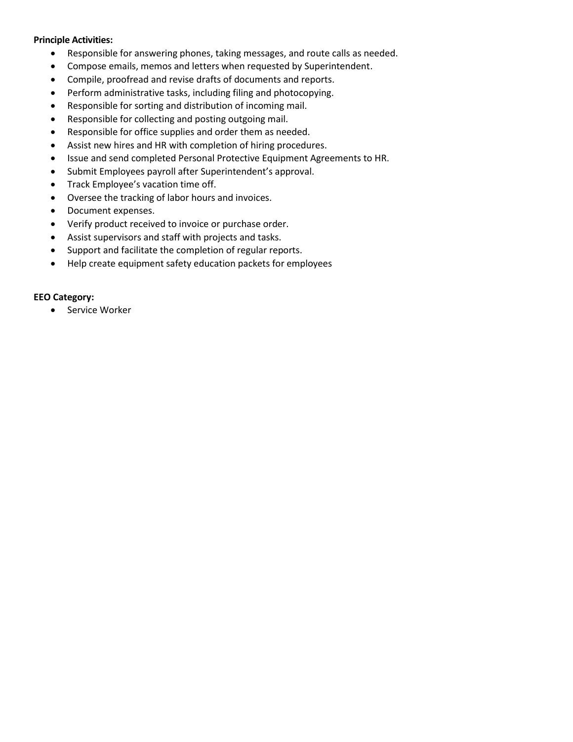**Principle Activities:**

- Responsible for answering phones, taking messages, and route calls as needed.
- Compose emails, memos and letters when requested by Superintendent.
- Compile, proofread and revise drafts of documents and reports.
- Perform administrative tasks, including filing and photocopying.
- Responsible for sorting and distribution of incoming mail.
- Responsible for collecting and posting outgoing mail.
- Responsible for office supplies and order them as needed.
- Assist new hires and HR with completion of hiring procedures.
- Issue and send completed Personal Protective Equipment Agreements to HR.
- Submit Employees payroll after Superintendent's approval.
- Track Employee's vacation time off.
- Oversee the tracking of labor hours and invoices.
- Document expenses.
- Verify product received to invoice or purchase order.
- Assist supervisors and staff with projects and tasks.
- Support and facilitate the completion of regular reports.
- Help create equipment safety education packets for employees

**EEO Category:**

- Service Worker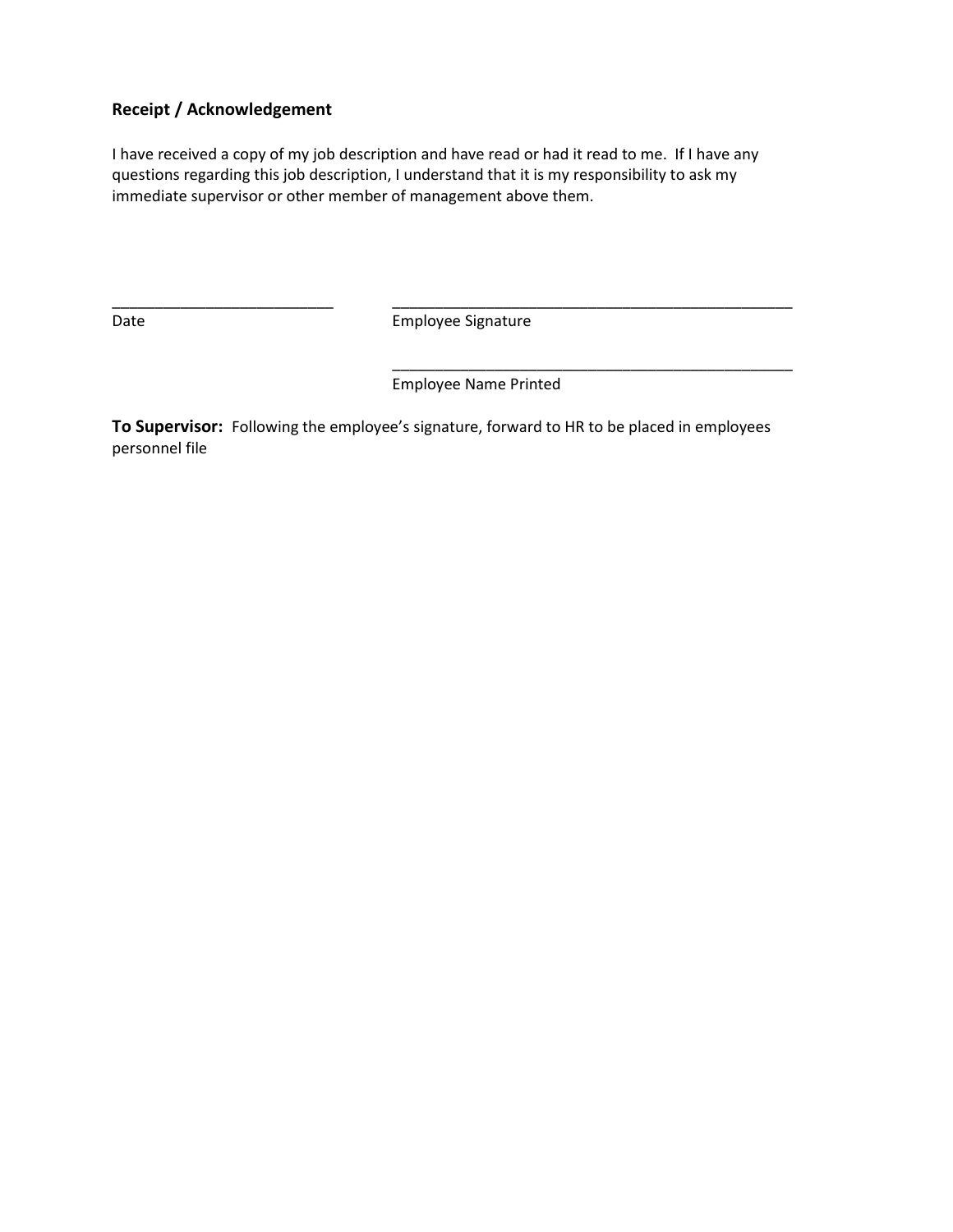## Receipt / Acknowledgement

I have received a copy of my job description and have read or had it read to me. If I have any questions regarding this job description, I understand that it is my responsibility to ask my immediate supervisor or other member of management above them.

___________________________ ___________________________________________________

Date Employee Signature

___________________________________________________

Employee Name Printed

**To Supervisor:** Following the employee's signature, forward to HR to be placed in employees personnel file